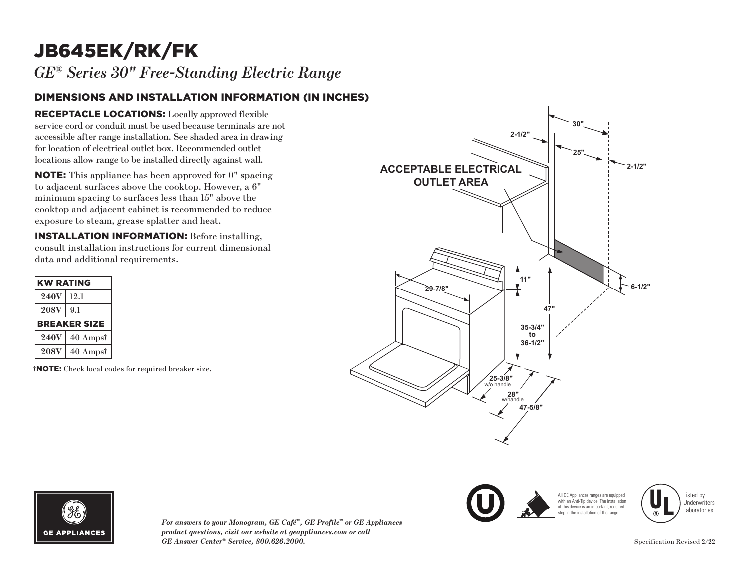# JB645EK/RK/FK

*GE® Series 30" Free-Standing Electric Range*

## DIMENSIONS AND INSTALLATION INFORMATION (IN INCHES)

**RECEPTACLE LOCATIONS:** Locally approved flexible service cord or conduit must be used because terminals are not accessible after range installation. See shaded area in drawing for location of electrical outlet box. Recommended outlet locations allow range to be installed directly against wall.

**NOTE:** This appliance has been approved for 0" spacing to adjacent surfaces above the cooktop. However, a 6" minimum spacing to surfaces less than 15" above the cooktop and adjacent cabinet is recommended to reduce exposure to steam, grease splatter and heat.

**INSTALLATION INFORMATION:** Before installing, consult installation instructions for current dimensional data and additional requirements.

| KW RATING | |
|---|---|
| **240V** | 12.1 |
| **208V** | 9.1 |
| **BREAKER SIZE** | |
| **240V** | 40 Amps† |
| **208V** | 40 Amps† |

†**NOTE:** Check local codes for required breaker size.

ACCEPTABLE ELECTRICAL OUTLET AREA

30" · 2-1/2" · 25" · 2-1/2" · 11" · 6-1/2" · 29-7/8" · 47" · 35-3/4" to 36-1/2" · 25-3/8" w/o handle · 28" w/handle · 47-5/8"

All GE Appliances ranges are equipped with an Anti-Tip device. The installation of this device is an important, required step in the installation of the range.

Listed by Underwriters Laboratories

*For answers to your Monogram, GE Café™, GE Profile™ or GE Appliances product questions, visit our website at geappliances.com or call GE Answer Center® Service, 800.626.2000.*

Specification Revised 2/22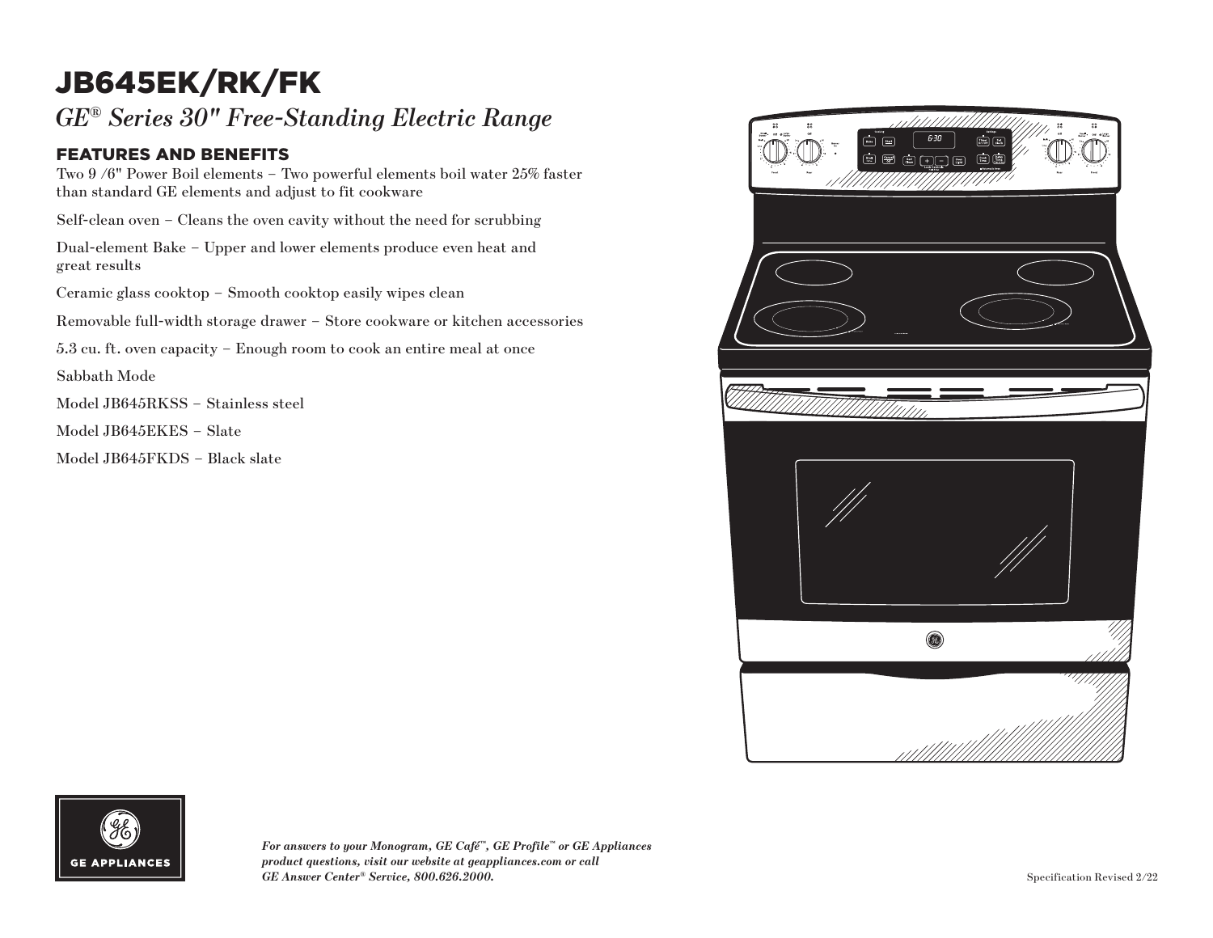# JB645EK/RK/FK

*GE® Series 30" Free-Standing Electric Range*

## FEATURES AND BENEFITS

Two 9 /6" Power Boil elements – Two powerful elements boil water 25% faster than standard GE elements and adjust to fit cookware

Self-clean oven – Cleans the oven cavity without the need for scrubbing

Dual-element Bake – Upper and lower elements produce even heat and great results

Ceramic glass cooktop – Smooth cooktop easily wipes clean

Removable full-width storage drawer – Store cookware or kitchen accessories

5.3 cu. ft. oven capacity – Enough room to cook an entire meal at once

Sabbath Mode

Model JB645RKSS – Stainless steel

Model JB645EKES – Slate

Model JB645FKDS – Black slate

GE APPLIANCES

***For answers to your Monogram, GE Café™, GE Profile™ or GE Appliances product questions, visit our website at geappliances.com or call GE Answer Center® Service, 800.626.2000.***

Specification Revised 2/22